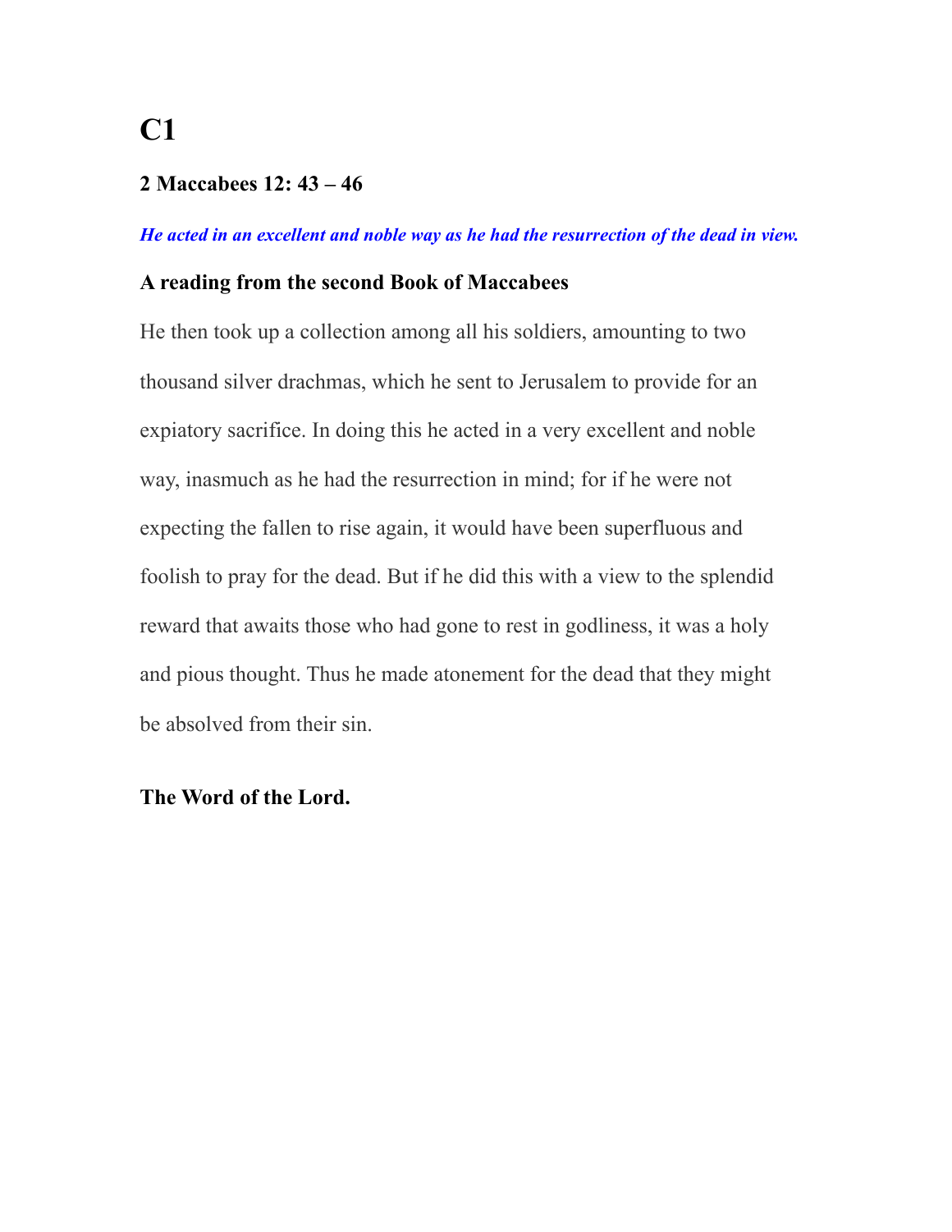# C1

### 2 Maccabees 12: 43 – 46

***He acted in an excellent and noble way as he had the resurrection of the dead in view.***

### A reading from the second Book of Maccabees

He then took up a collection among all his soldiers, amounting to two thousand silver drachmas, which he sent to Jerusalem to provide for an expiatory sacrifice. In doing this he acted in a very excellent and noble way, inasmuch as he had the resurrection in mind; for if he were not expecting the fallen to rise again, it would have been superfluous and foolish to pray for the dead. But if he did this with a view to the splendid reward that awaits those who had gone to rest in godliness, it was a holy and pious thought. Thus he made atonement for the dead that they might be absolved from their sin.

**The Word of the Lord.**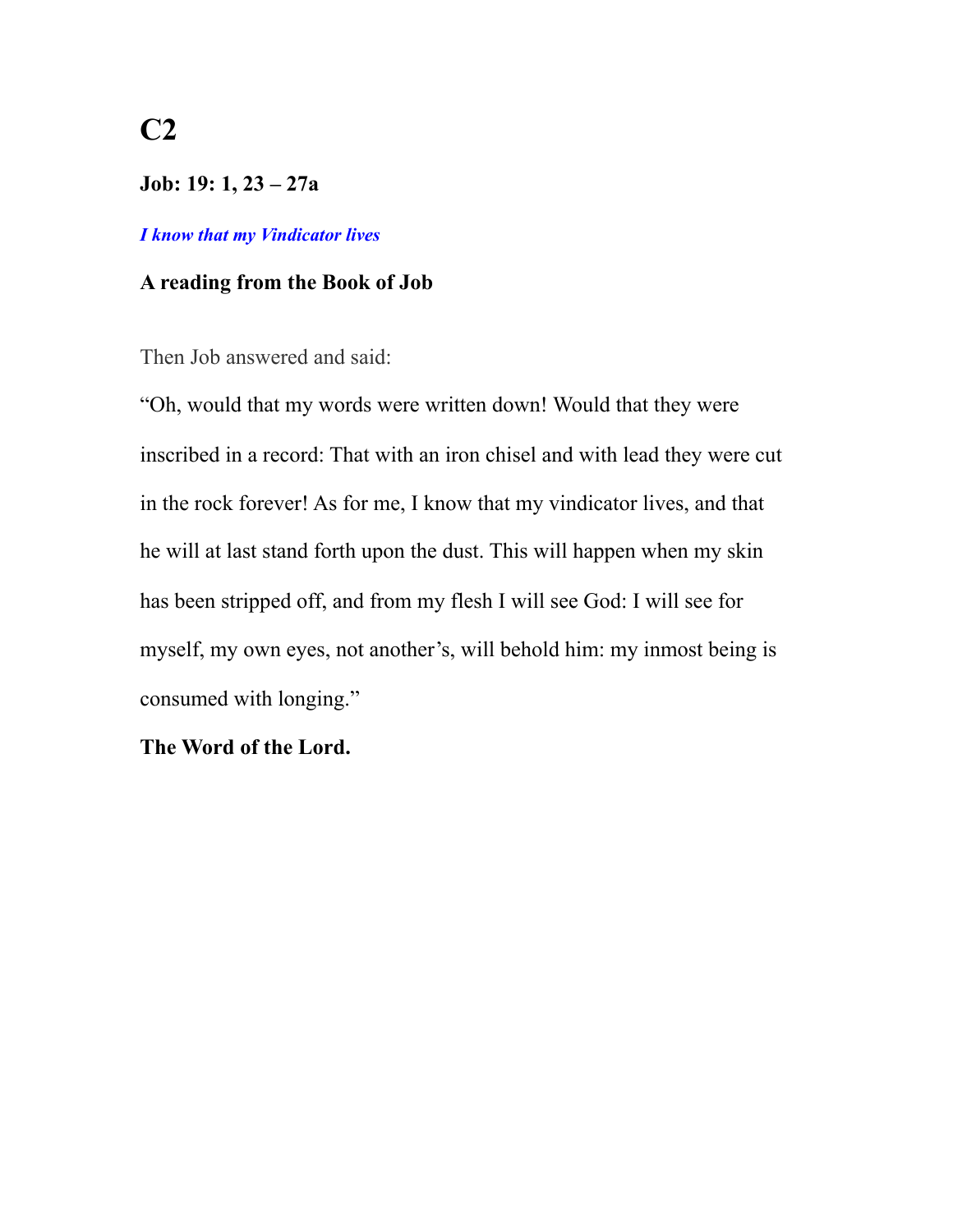# C2

**Job: 19: 1, 23 – 27a**

***I know that my Vindicator lives***

**A reading from the Book of Job**

Then Job answered and said:

"Oh, would that my words were written down! Would that they were inscribed in a record: That with an iron chisel and with lead they were cut in the rock forever! As for me, I know that my vindicator lives, and that he will at last stand forth upon the dust. This will happen when my skin has been stripped off, and from my flesh I will see God: I will see for myself, my own eyes, not another's, will behold him: my inmost being is consumed with longing."

**The Word of the Lord.**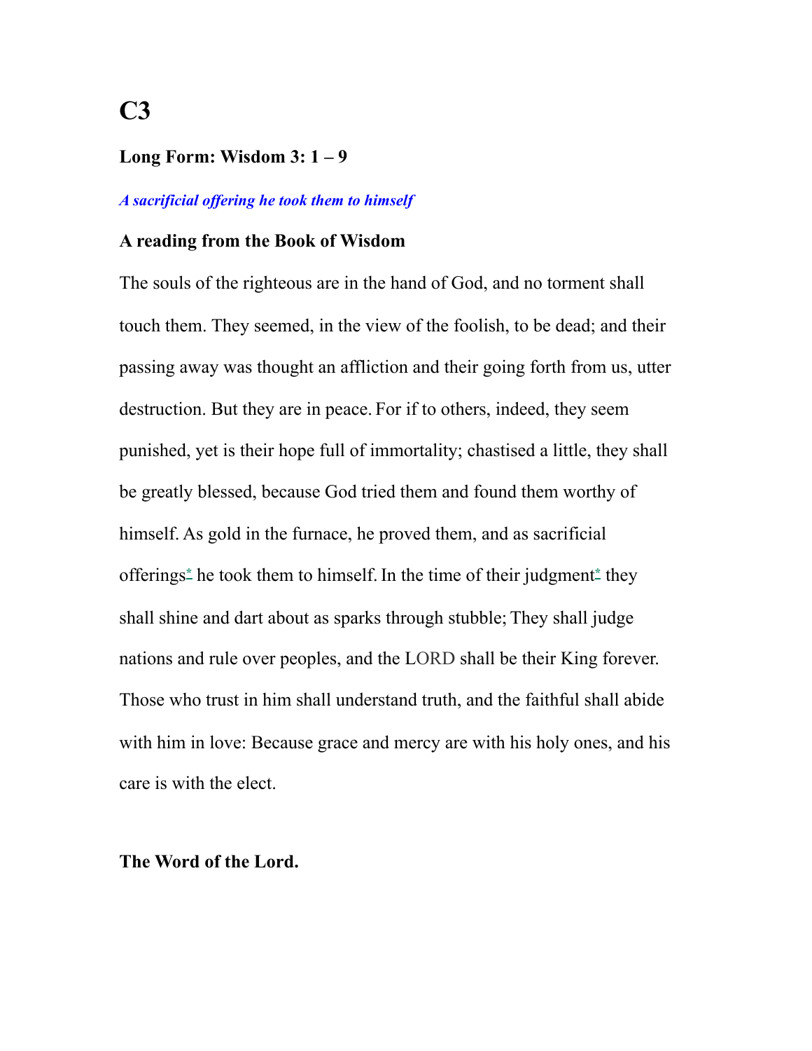# C3

**Long Form: Wisdom 3: 1 – 9**

***A sacrificial offering he took them to himself***

**A reading from the Book of Wisdom**

The souls of the righteous are in the hand of God, and no torment shall touch them. They seemed, in the view of the foolish, to be dead; and their passing away was thought an affliction and their going forth from us, utter destruction. But they are in peace. For if to others, indeed, they seem punished, yet is their hope full of immortality; chastised a little, they shall be greatly blessed, because God tried them and found them worthy of himself. As gold in the furnace, he proved them, and as sacrificial offerings* he took them to himself. In the time of their judgment* they shall shine and dart about as sparks through stubble; They shall judge nations and rule over peoples, and the LORD shall be their King forever. Those who trust in him shall understand truth, and the faithful shall abide with him in love: Because grace and mercy are with his holy ones, and his care is with the elect.

**The Word of the Lord.**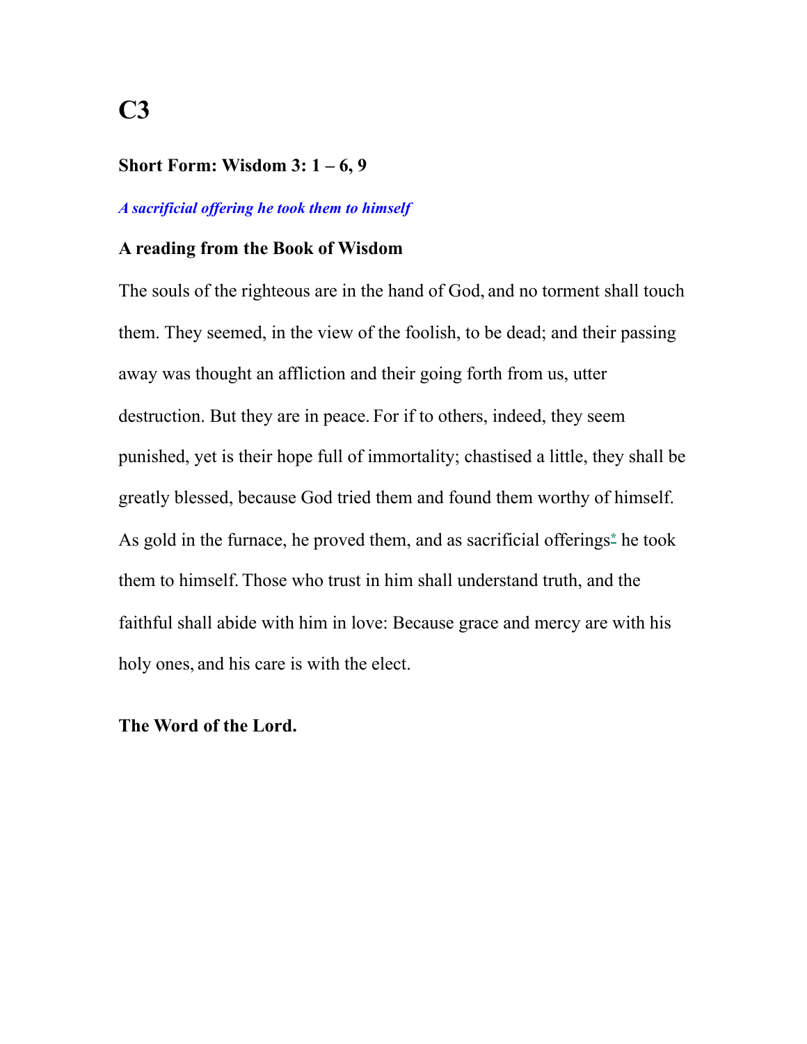# C3

### Short Form: Wisdom 3: 1 – 6, 9

***A sacrificial offering he took them to himself***

### A reading from the Book of Wisdom

The souls of the righteous are in the hand of God, and no torment shall touch them. They seemed, in the view of the foolish, to be dead; and their passing away was thought an affliction and their going forth from us, utter destruction. But they are in peace. For if to others, indeed, they seem punished, yet is their hope full of immortality; chastised a little, they shall be greatly blessed, because God tried them and found them worthy of himself. As gold in the furnace, he proved them, and as sacrificial offerings* he took them to himself. Those who trust in him shall understand truth, and the faithful shall abide with him in love: Because grace and mercy are with his holy ones, and his care is with the elect.

**The Word of the Lord.**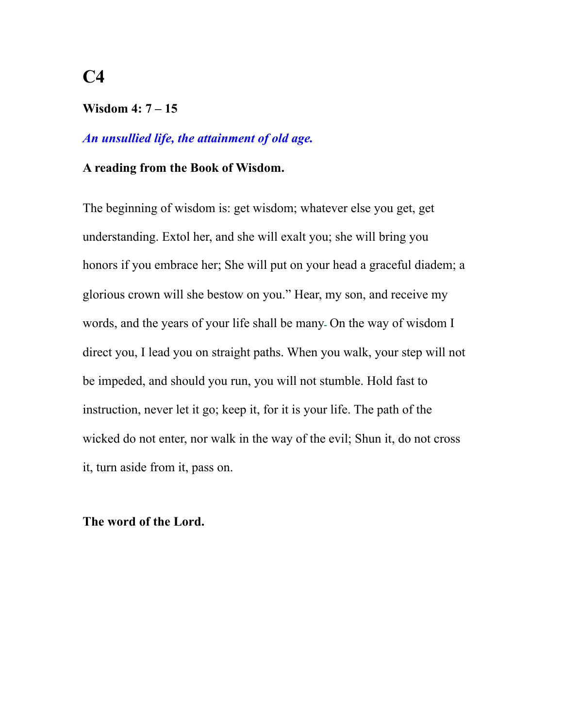# C4

**Wisdom 4: 7 – 15**

***An unsullied life, the attainment of old age.***

**A reading from the Book of Wisdom.**

The beginning of wisdom is: get wisdom; whatever else you get, get understanding. Extol her, and she will exalt you; she will bring you honors if you embrace her; She will put on your head a graceful diadem; a glorious crown will she bestow on you." Hear, my son, and receive my words, and the years of your life shall be many. On the way of wisdom I direct you, I lead you on straight paths. When you walk, your step will not be impeded, and should you run, you will not stumble. Hold fast to instruction, never let it go; keep it, for it is your life. The path of the wicked do not enter, nor walk in the way of the evil; Shun it, do not cross it, turn aside from it, pass on.

**The word of the Lord.**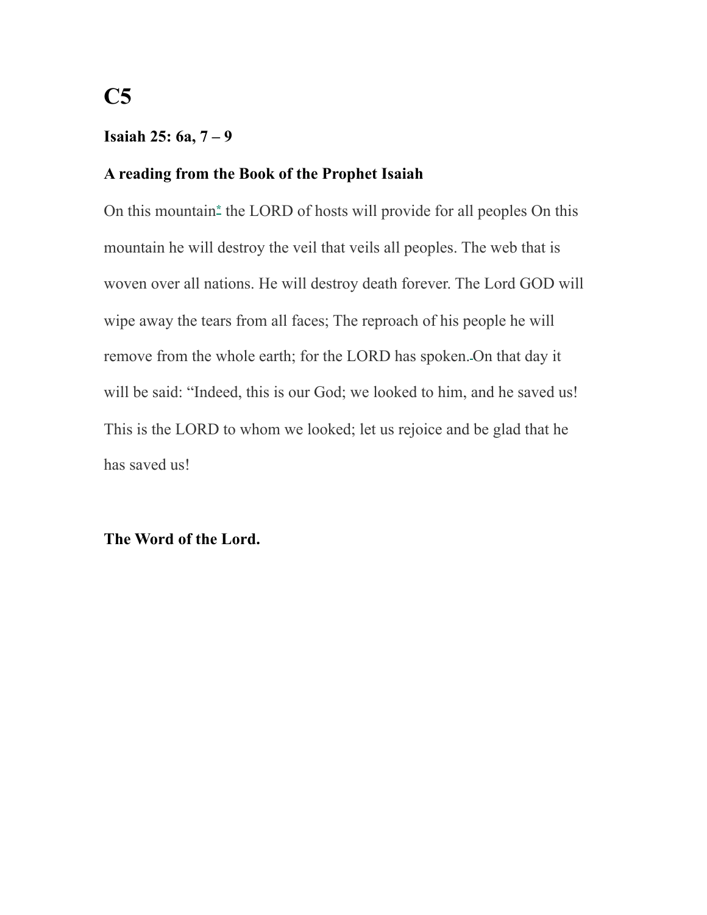# C5

**Isaiah 25: 6a, 7 – 9**

**A reading from the Book of the Prophet Isaiah**

On this mountain* the LORD of hosts will provide for all peoples On this mountain he will destroy the veil that veils all peoples. The web that is woven over all nations. He will destroy death forever. The Lord GOD will wipe away the tears from all faces; The reproach of his people he will remove from the whole earth; for the LORD has spoken. On that day it will be said: "Indeed, this is our God; we looked to him, and he saved us! This is the LORD to whom we looked; let us rejoice and be glad that he has saved us!

**The Word of the Lord.**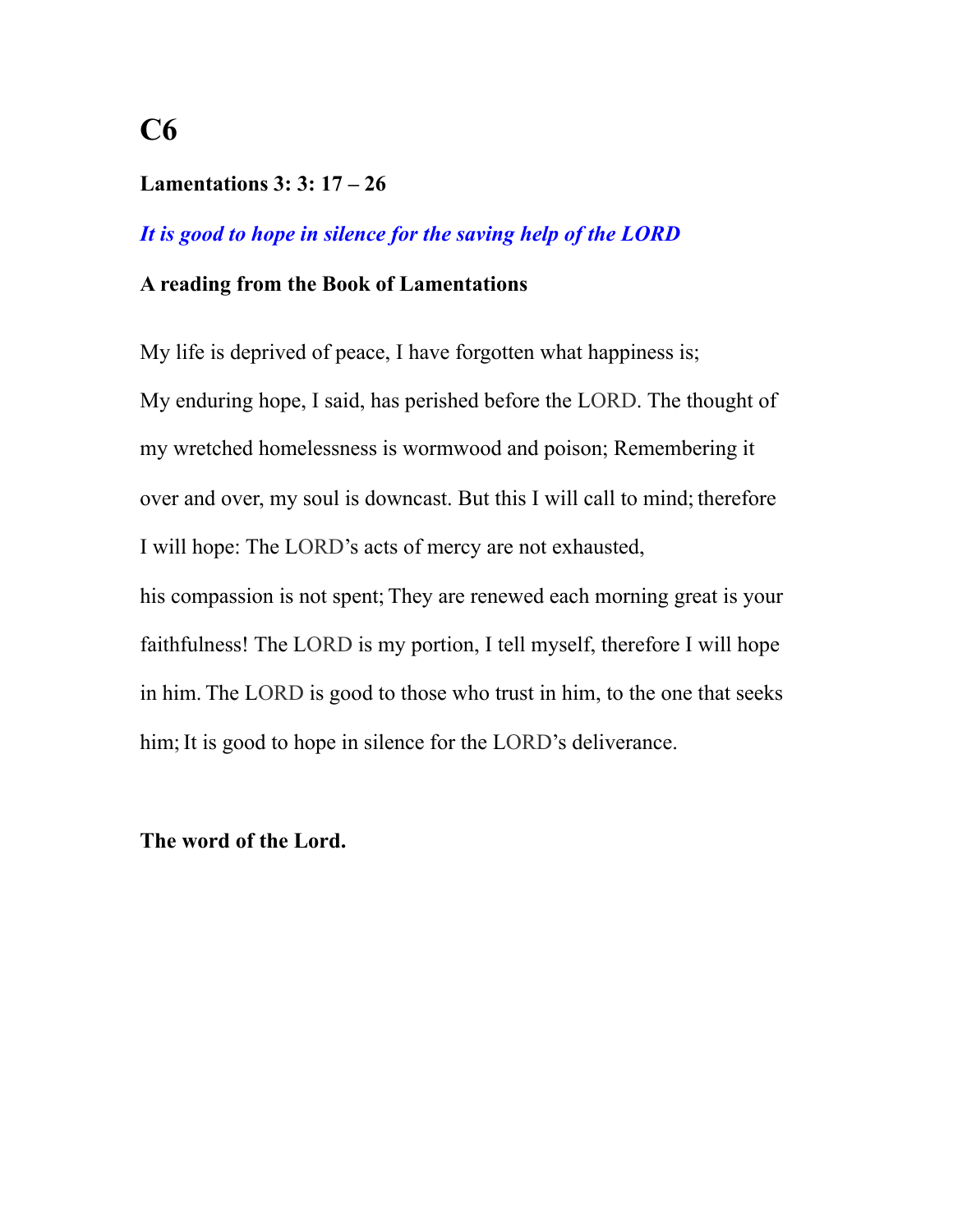# C6

**Lamentations 3: 3: 17 – 26**

***It is good to hope in silence for the saving help of the LORD***

**A reading from the Book of Lamentations**

My life is deprived of peace, I have forgotten what happiness is;
My enduring hope, I said, has perished before the LORD. The thought of my wretched homelessness is wormwood and poison; Remembering it over and over, my soul is downcast. But this I will call to mind; therefore I will hope: The LORD's acts of mercy are not exhausted,
his compassion is not spent; They are renewed each morning great is your faithfulness! The LORD is my portion, I tell myself, therefore I will hope in him. The LORD is good to those who trust in him, to the one that seeks him; It is good to hope in silence for the LORD's deliverance.

**The word of the Lord.**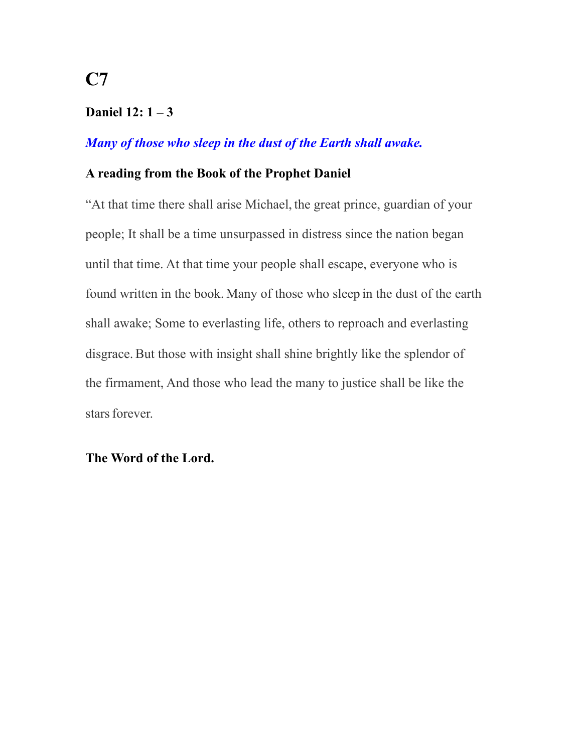# C7

**Daniel 12: 1 – 3**

***Many of those who sleep in the dust of the Earth shall awake.***

**A reading from the Book of the Prophet Daniel**

“At that time there shall arise Michael, the great prince, guardian of your people; It shall be a time unsurpassed in distress since the nation began until that time. At that time your people shall escape, everyone who is found written in the book. Many of those who sleep in the dust of the earth shall awake; Some to everlasting life, others to reproach and everlasting disgrace. But those with insight shall shine brightly like the splendor of the firmament, And those who lead the many to justice shall be like the stars forever.

**The Word of the Lord.**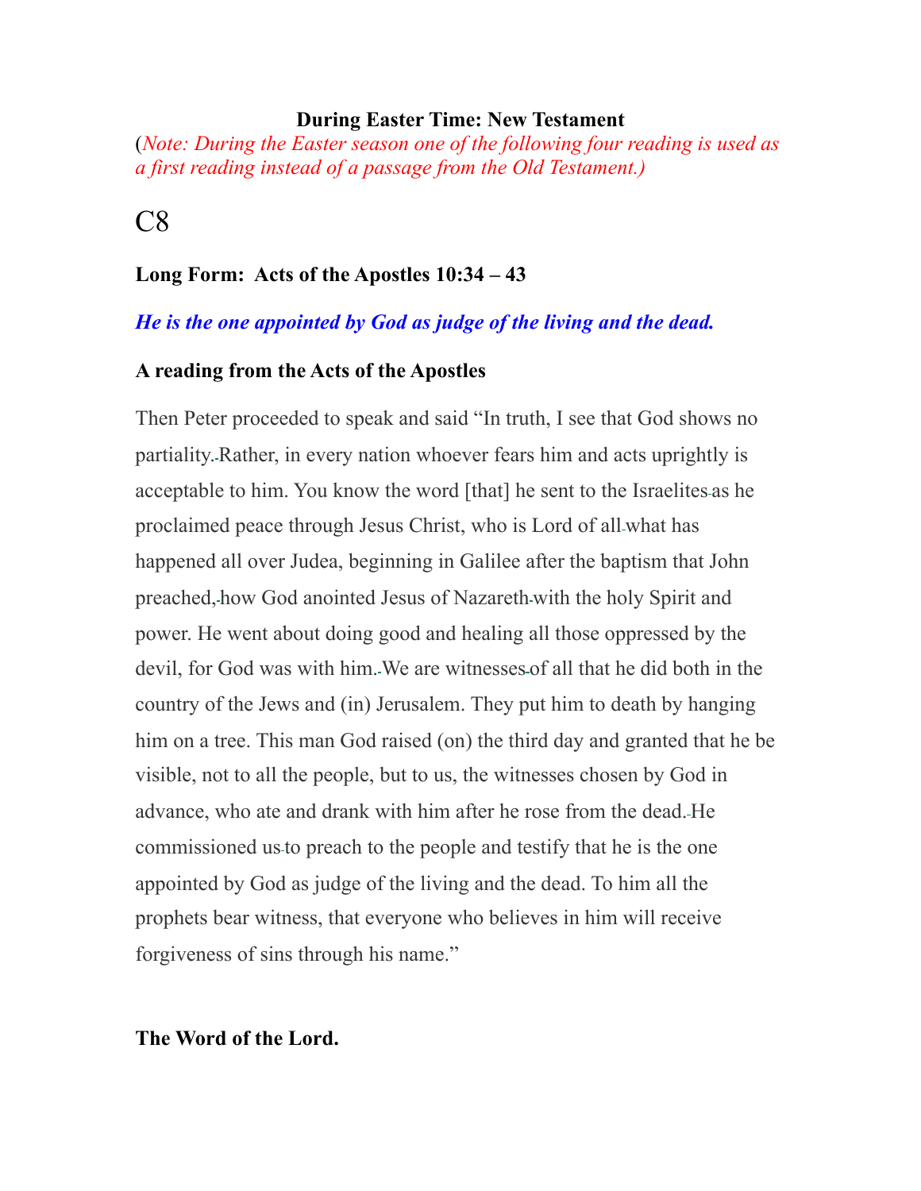**During Easter Time: New Testament**

(*Note: During the Easter season one of the following four reading is used as a first reading instead of a passage from the Old Testament.)*

# C8

**Long Form: Acts of the Apostles 10:34 – 43**

***He is the one appointed by God as judge of the living and the dead.***

**A reading from the Acts of the Apostles**

Then Peter proceeded to speak and said "In truth, I see that God shows no partiality. Rather, in every nation whoever fears him and acts uprightly is acceptable to him. You know the word [that] he sent to the Israelites as he proclaimed peace through Jesus Christ, who is Lord of all what has happened all over Judea, beginning in Galilee after the baptism that John preached, how God anointed Jesus of Nazareth with the holy Spirit and power. He went about doing good and healing all those oppressed by the devil, for God was with him. We are witnesses of all that he did both in the country of the Jews and (in) Jerusalem. They put him to death by hanging him on a tree. This man God raised (on) the third day and granted that he be visible, not to all the people, but to us, the witnesses chosen by God in advance, who ate and drank with him after he rose from the dead. He commissioned us to preach to the people and testify that he is the one appointed by God as judge of the living and the dead. To him all the prophets bear witness, that everyone who believes in him will receive forgiveness of sins through his name."

**The Word of the Lord.**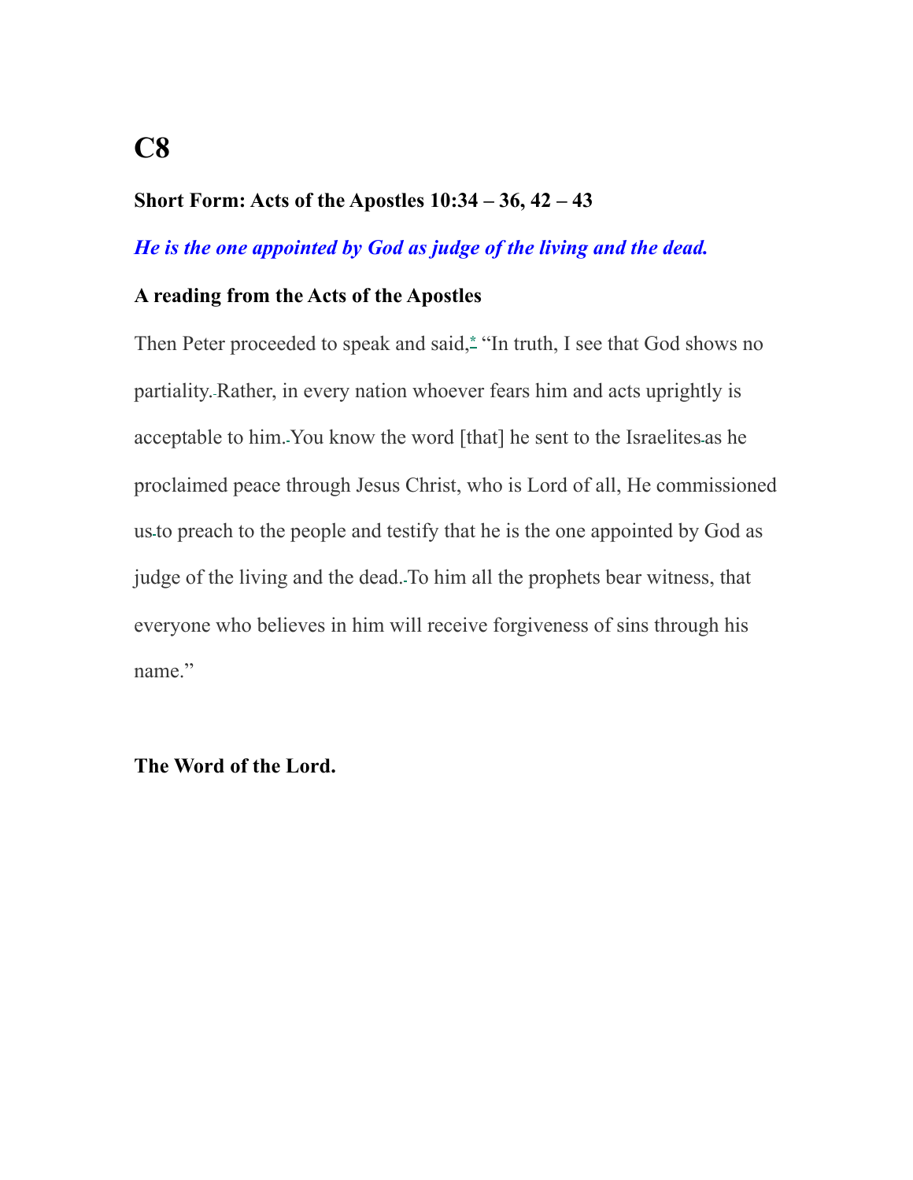# C8

**Short Form: Acts of the Apostles 10:34 – 36, 42 – 43**

***He is the one appointed by God as judge of the living and the dead.***

**A reading from the Acts of the Apostles**

Then Peter proceeded to speak and said,* "In truth, I see that God shows no partiality. Rather, in every nation whoever fears him and acts uprightly is acceptable to him. You know the word [that] he sent to the Israelites as he proclaimed peace through Jesus Christ, who is Lord of all, He commissioned us to preach to the people and testify that he is the one appointed by God as judge of the living and the dead. To him all the prophets bear witness, that everyone who believes in him will receive forgiveness of sins through his name."

**The Word of the Lord.**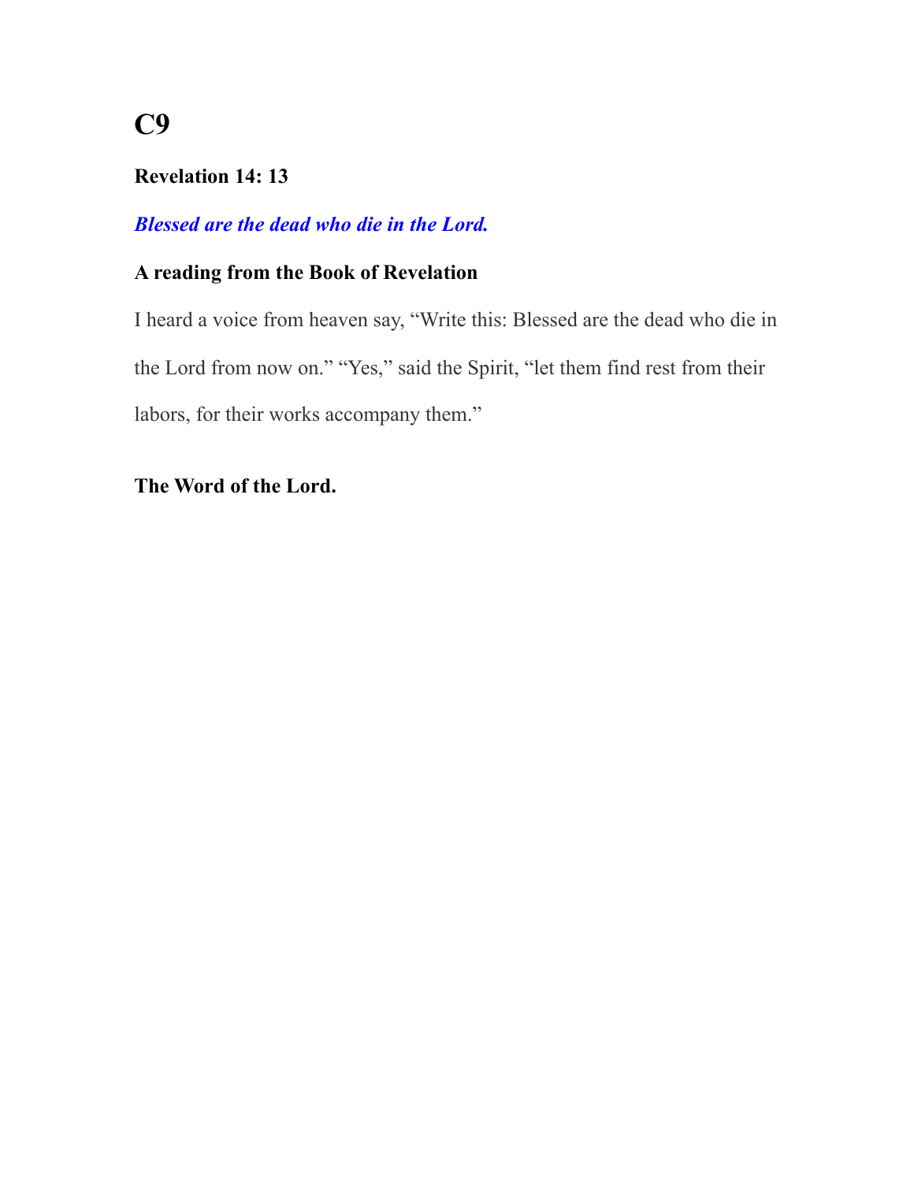# C9

**Revelation 14: 13**

***Blessed are the dead who die in the Lord.***

**A reading from the Book of Revelation**

I heard a voice from heaven say, “Write this: Blessed are the dead who die in the Lord from now on.” “Yes,” said the Spirit, “let them find rest from their labors, for their works accompany them.”

**The Word of the Lord.**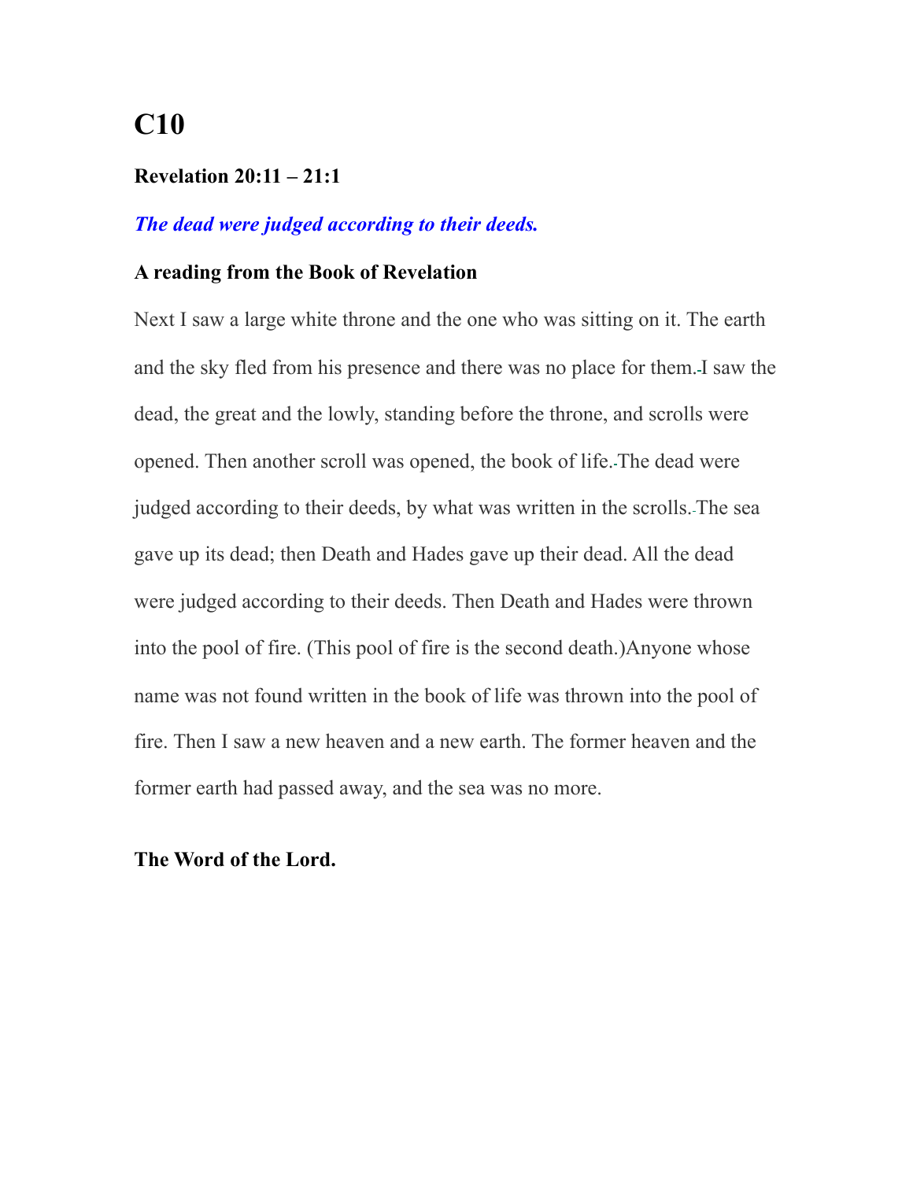# C10

### Revelation 20:11 – 21:1

***The dead were judged according to their deeds.***

**A reading from the Book of Revelation**

Next I saw a large white throne and the one who was sitting on it. The earth and the sky fled from his presence and there was no place for them. I saw the dead, the great and the lowly, standing before the throne, and scrolls were opened. Then another scroll was opened, the book of life. The dead were judged according to their deeds, by what was written in the scrolls. The sea gave up its dead; then Death and Hades gave up their dead. All the dead were judged according to their deeds. Then Death and Hades were thrown into the pool of fire. (This pool of fire is the second death.)Anyone whose name was not found written in the book of life was thrown into the pool of fire. Then I saw a new heaven and a new earth. The former heaven and the former earth had passed away, and the sea was no more.

**The Word of the Lord.**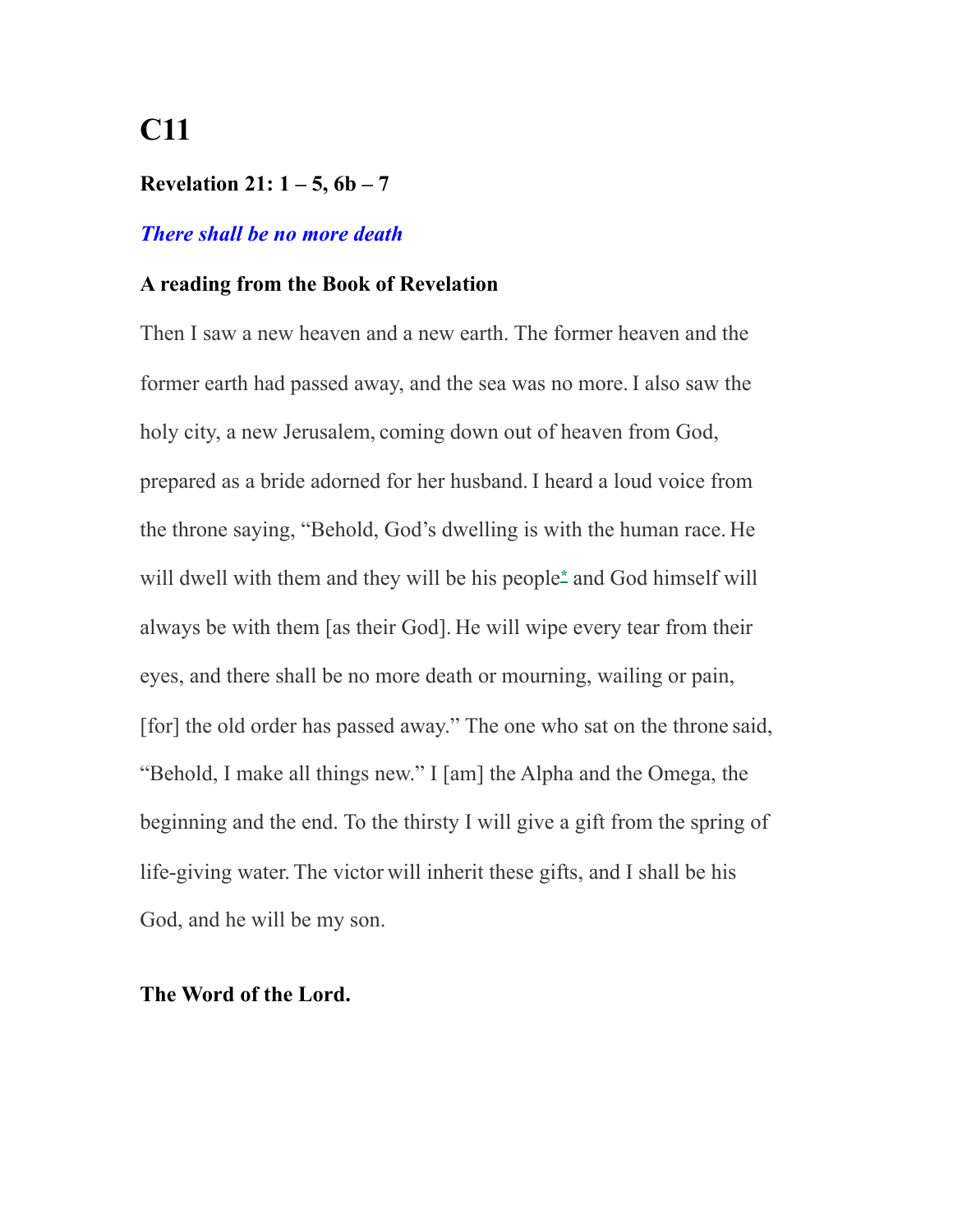# C11

### Revelation 21: 1 – 5, 6b – 7

***There shall be no more death***

### A reading from the Book of Revelation

Then I saw a new heaven and a new earth. The former heaven and the former earth had passed away, and the sea was no more. I also saw the holy city, a new Jerusalem, coming down out of heaven from God, prepared as a bride adorned for her husband. I heard a loud voice from the throne saying, "Behold, God's dwelling is with the human race. He will dwell with them and they will be his people* and God himself will always be with them [as their God]. He will wipe every tear from their eyes, and there shall be no more death or mourning, wailing or pain, [for] the old order has passed away." The one who sat on the throne said, "Behold, I make all things new." I [am] the Alpha and the Omega, the beginning and the end. To the thirsty I will give a gift from the spring of life-giving water. The victor will inherit these gifts, and I shall be his God, and he will be my son.

**The Word of the Lord.**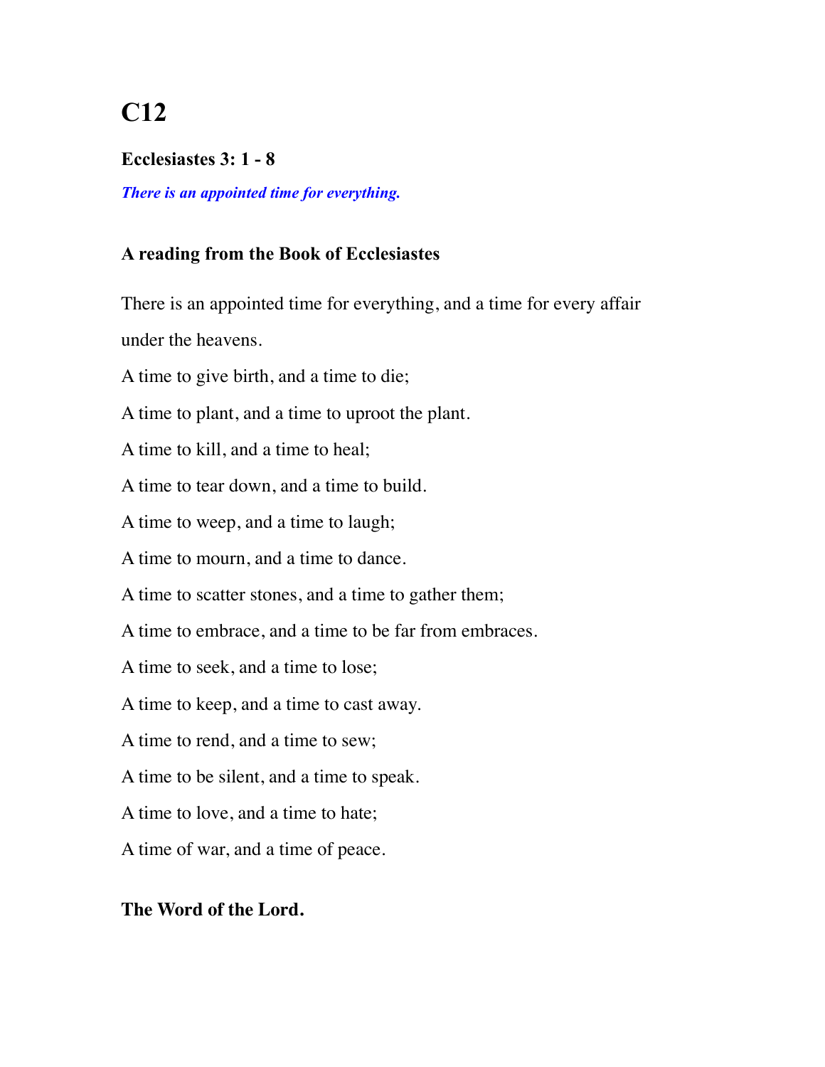# C12

### Ecclesiastes 3: 1 - 8

***There is an appointed time for everything.***

### A reading from the Book of Ecclesiastes

There is an appointed time for everything, and a time for every affair under the heavens.

A time to give birth, and a time to die;

A time to plant, and a time to uproot the plant.

A time to kill, and a time to heal;

A time to tear down, and a time to build.

A time to weep, and a time to laugh;

A time to mourn, and a time to dance.

A time to scatter stones, and a time to gather them;

A time to embrace, and a time to be far from embraces.

A time to seek, and a time to lose;

A time to keep, and a time to cast away.

A time to rend, and a time to sew;

A time to be silent, and a time to speak.

A time to love, and a time to hate;

A time of war, and a time of peace.

**The Word of the Lord.**